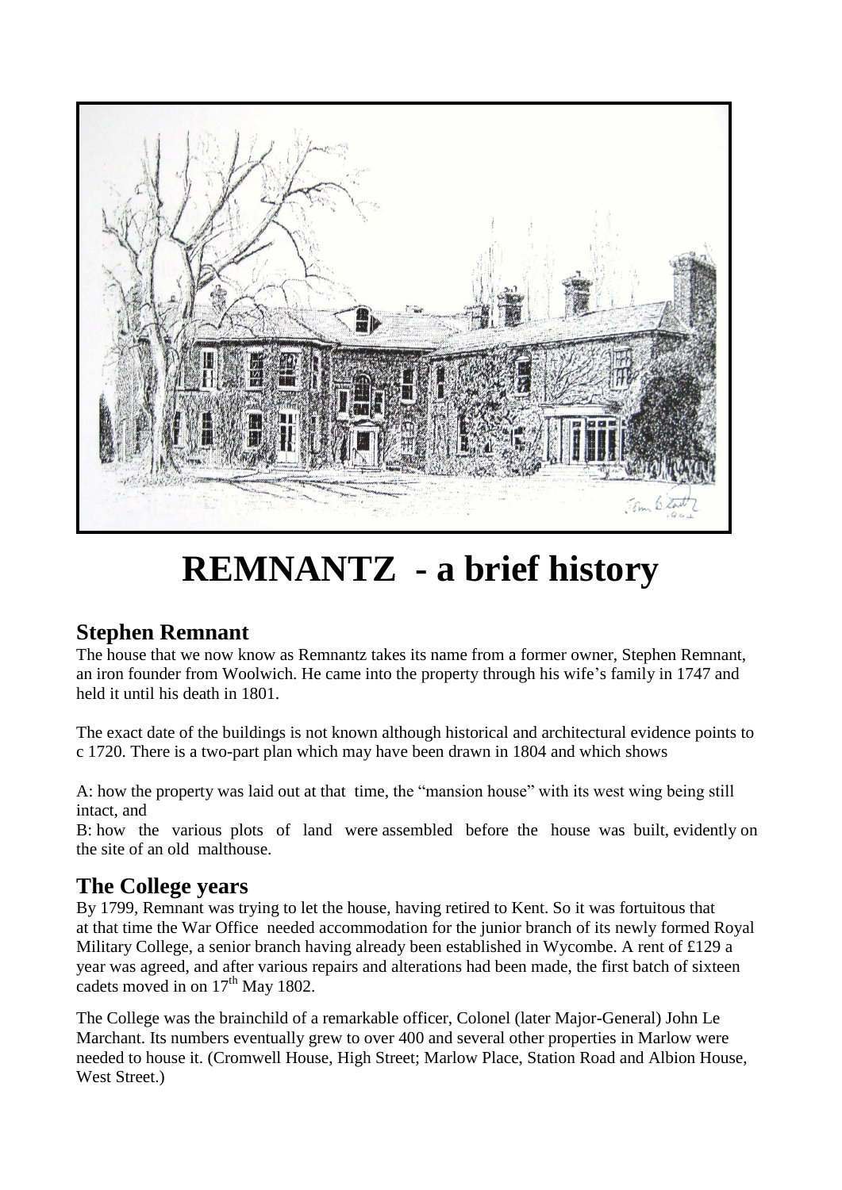# REMNANTZ - a brief history

## Stephen Remnant

The house that we now know as Remnantz takes its name from a former owner, Stephen Remnant, an iron founder from Woolwich. He came into the property through his wife's family in 1747 and held it until his death in 1801.

The exact date of the buildings is not known although historical and architectural evidence points to c 1720. There is a two-part plan which may have been drawn in 1804 and which shows

A: how the property was laid out at that time, the "mansion house" with its west wing being still intact, and

B: how the various plots of land were assembled before the house was built, evidently on the site of an old malthouse.

## The College years

By 1799, Remnant was trying to let the house, having retired to Kent. So it was fortuitous that at that time the War Office needed accommodation for the junior branch of its newly formed Royal Military College, a senior branch having already been established in Wycombe. A rent of £129 a year was agreed, and after various repairs and alterations had been made, the first batch of sixteen cadets moved in on 17th May 1802.

The College was the brainchild of a remarkable officer, Colonel (later Major-General) John Le Marchant. Its numbers eventually grew to over 400 and several other properties in Marlow were needed to house it. (Cromwell House, High Street; Marlow Place, Station Road and Albion House, West Street.)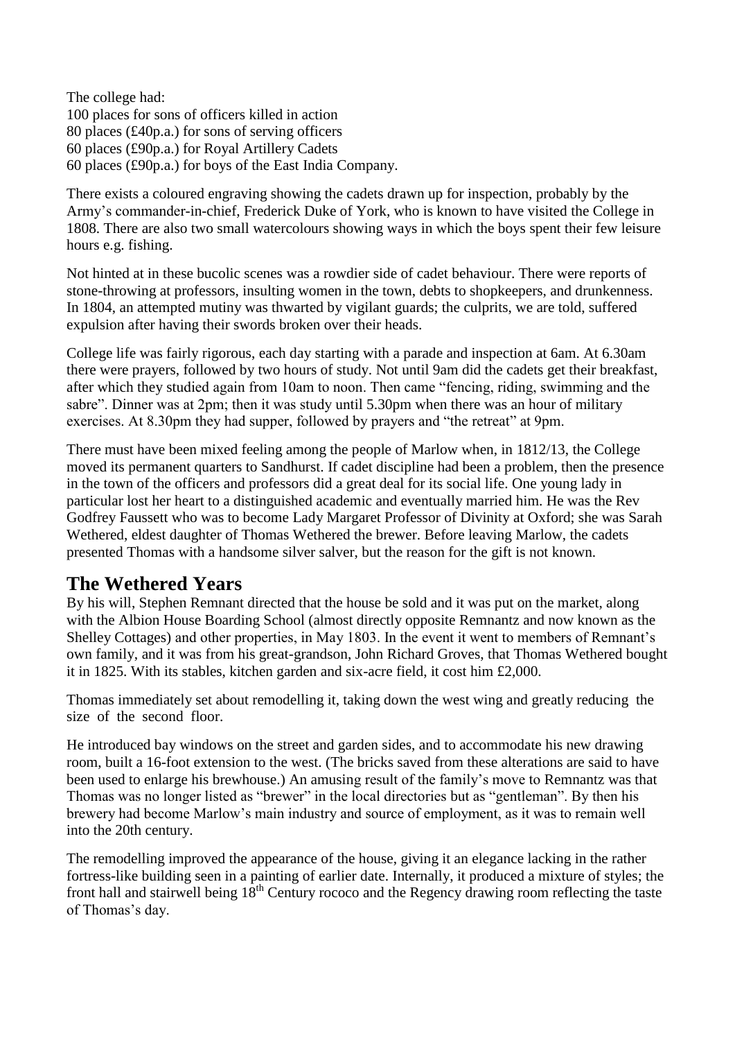The college had:
100 places for sons of officers killed in action
80 places (£40p.a.) for sons of serving officers
60 places (£90p.a.) for Royal Artillery Cadets
60 places (£90p.a.) for boys of the East India Company.

There exists a coloured engraving showing the cadets drawn up for inspection, probably by the Army's commander-in-chief, Frederick Duke of York, who is known to have visited the College in 1808. There are also two small watercolours showing ways in which the boys spent their few leisure hours e.g. fishing.

Not hinted at in these bucolic scenes was a rowdier side of cadet behaviour. There were reports of stone-throwing at professors, insulting women in the town, debts to shopkeepers, and drunkenness. In 1804, an attempted mutiny was thwarted by vigilant guards; the culprits, we are told, suffered expulsion after having their swords broken over their heads.

College life was fairly rigorous, each day starting with a parade and inspection at 6am. At 6.30am there were prayers, followed by two hours of study. Not until 9am did the cadets get their breakfast, after which they studied again from 10am to noon. Then came "fencing, riding, swimming and the sabre". Dinner was at 2pm; then it was study until 5.30pm when there was an hour of military exercises. At 8.30pm they had supper, followed by prayers and "the retreat" at 9pm.

There must have been mixed feeling among the people of Marlow when, in 1812/13, the College moved its permanent quarters to Sandhurst. If cadet discipline had been a problem, then the presence in the town of the officers and professors did a great deal for its social life. One young lady in particular lost her heart to a distinguished academic and eventually married him. He was the Rev Godfrey Faussett who was to become Lady Margaret Professor of Divinity at Oxford; she was Sarah Wethered, eldest daughter of Thomas Wethered the brewer. Before leaving Marlow, the cadets presented Thomas with a handsome silver salver, but the reason for the gift is not known.

## The Wethered Years

By his will, Stephen Remnant directed that the house be sold and it was put on the market, along with the Albion House Boarding School (almost directly opposite Remnantz and now known as the Shelley Cottages) and other properties, in May 1803. In the event it went to members of Remnant's own family, and it was from his great-grandson, John Richard Groves, that Thomas Wethered bought it in 1825. With its stables, kitchen garden and six-acre field, it cost him £2,000.

Thomas immediately set about remodelling it, taking down the west wing and greatly reducing the size of the second floor.

He introduced bay windows on the street and garden sides, and to accommodate his new drawing room, built a 16-foot extension to the west. (The bricks saved from these alterations are said to have been used to enlarge his brewhouse.) An amusing result of the family's move to Remnantz was that Thomas was no longer listed as "brewer" in the local directories but as "gentleman". By then his brewery had become Marlow's main industry and source of employment, as it was to remain well into the 20th century.

The remodelling improved the appearance of the house, giving it an elegance lacking in the rather fortress-like building seen in a painting of earlier date. Internally, it produced a mixture of styles; the front hall and stairwell being 18th Century rococo and the Regency drawing room reflecting the taste of Thomas's day.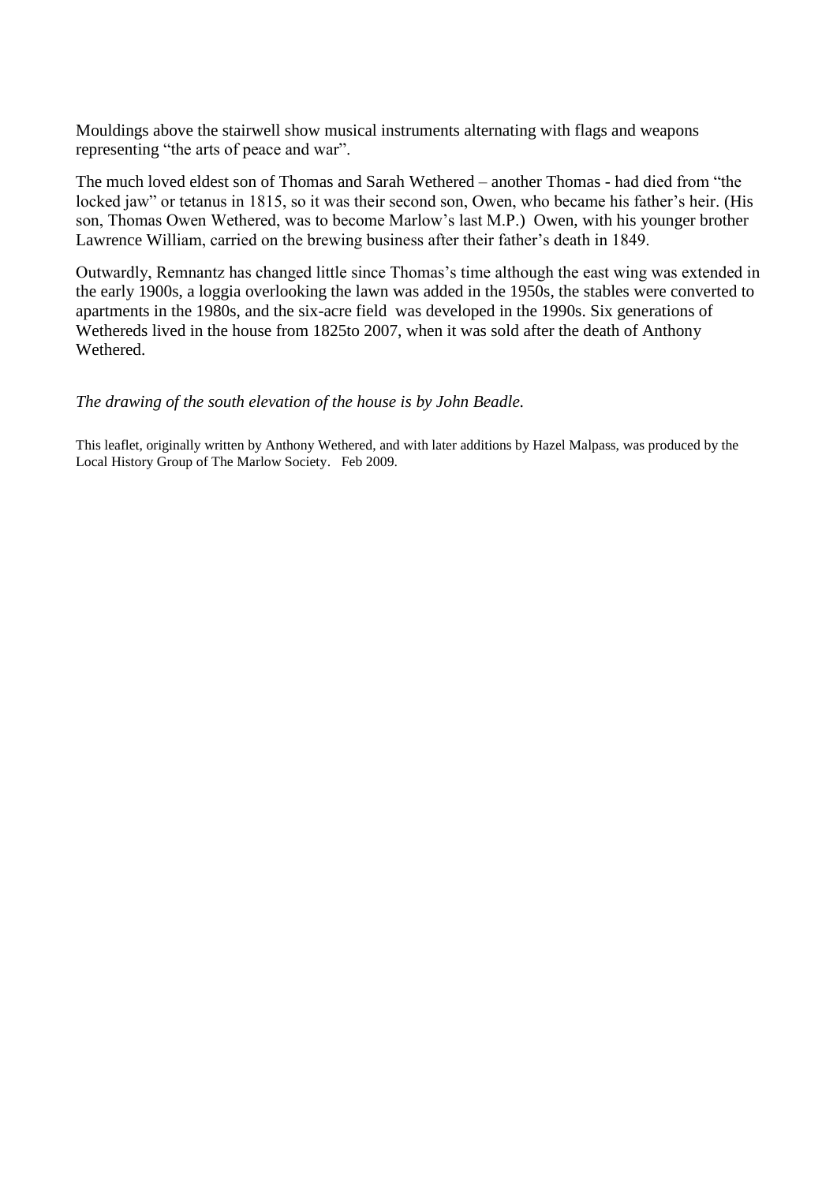Mouldings above the stairwell show musical instruments alternating with flags and weapons representing "the arts of peace and war".

The much loved eldest son of Thomas and Sarah Wethered – another Thomas - had died from "the locked jaw" or tetanus in 1815, so it was their second son, Owen, who became his father's heir. (His son, Thomas Owen Wethered, was to become Marlow's last M.P.) Owen, with his younger brother Lawrence William, carried on the brewing business after their father's death in 1849.

Outwardly, Remnantz has changed little since Thomas's time although the east wing was extended in the early 1900s, a loggia overlooking the lawn was added in the 1950s, the stables were converted to apartments in the 1980s, and the six-acre field was developed in the 1990s. Six generations of Wethereds lived in the house from 1825to 2007, when it was sold after the death of Anthony Wethered.

*The drawing of the south elevation of the house is by John Beadle.*

This leaflet, originally written by Anthony Wethered, and with later additions by Hazel Malpass, was produced by the Local History Group of The Marlow Society. Feb 2009.